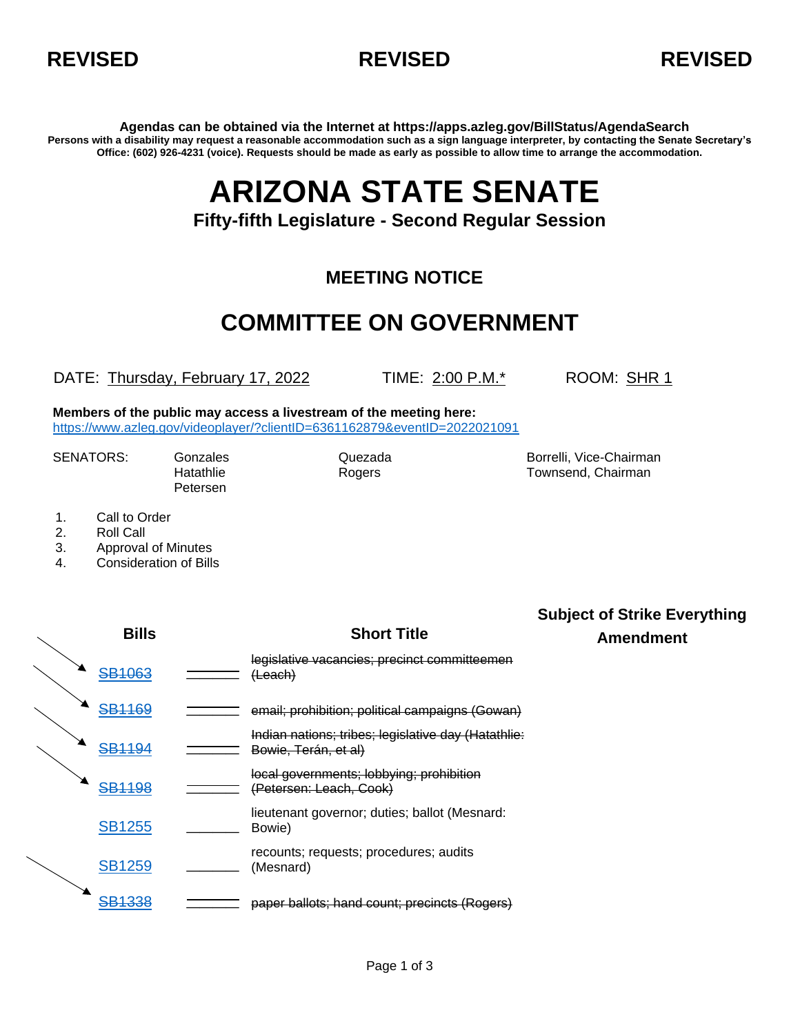**REVISED** **REVISED** **REVISED**

**Agendas can be obtained via the Internet at https://apps.azleg.gov/BillStatus/AgendaSearch**
**Persons with a disability may request a reasonable accommodation such as a sign language interpreter, by contacting the Senate Secretary's Office: (602) 926-4231 (voice). Requests should be made as early as possible to allow time to arrange the accommodation.**

# ARIZONA STATE SENATE

## Fifty-fifth Legislature - Second Regular Session

### MEETING NOTICE

## COMMITTEE ON GOVERNMENT

DATE: Thursday, February 17, 2022 TIME: 2:00 P.M.* ROOM: SHR 1

**Members of the public may access a livestream of the meeting here:**
https://www.azleg.gov/videoplayer/?clientID=6361162879&eventID=2022021091

SENATORS: Gonzales, Hatathlie, Petersen, Quezada, Rogers, Borrelli, Vice-Chairman, Townsend, Chairman

1. Call to Order
2. Roll Call
3. Approval of Minutes
4. Consideration of Bills

| Bills | | Short Title | Subject of Strike Everything Amendment |
|---|---|---|---|
| ~~SB1063~~ | | ~~legislative vacancies; precinct committeemen (Leach)~~ | |
| ~~SB1169~~ | | ~~email; prohibition; political campaigns (Gowan)~~ | |
| ~~SB1194~~ | | ~~Indian nations; tribes; legislative day (Hatathlie: Bowie, Terán, et al)~~ | |
| ~~SB1198~~ | | ~~local governments; lobbying; prohibition (Petersen: Leach, Cook)~~ | |
| SB1255 | | lieutenant governor; duties; ballot (Mesnard: Bowie) | |
| SB1259 | | recounts; requests; procedures; audits (Mesnard) | |
| ~~SB1338~~ | | ~~paper ballots; hand count; precincts (Rogers)~~ | |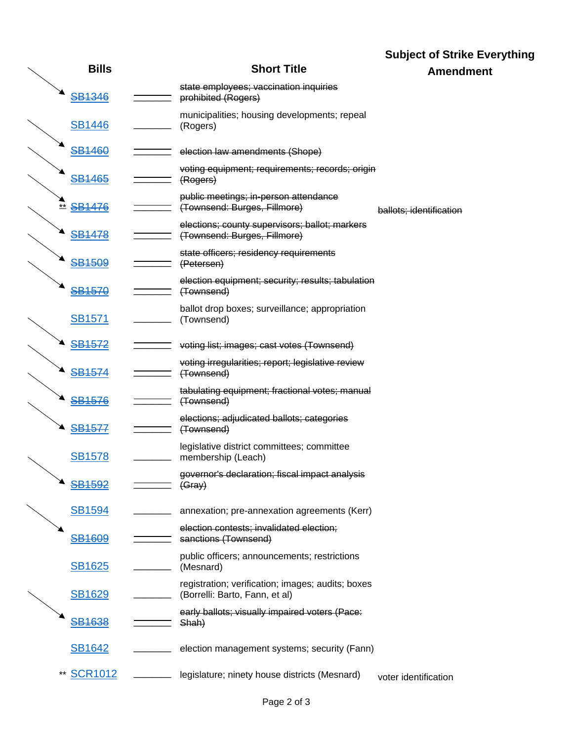| Bills | | Short Title | Subject of Strike Everything Amendment |
|---|---|---|---|
| ~~SB1346~~ | | ~~state employees; vaccination inquiries prohibited (Rogers)~~ | |
| SB1446 | | municipalities; housing developments; repeal (Rogers) | |
| ~~SB1460~~ | | ~~election law amendments (Shope)~~ | |
| ~~SB1465~~ | | ~~voting equipment; requirements; records; origin (Rogers)~~ | |
| ** ~~SB1476~~ | | ~~public meetings; in-person attendance (Townsend: Burges, Fillmore)~~ | ~~ballots; identification~~ |
| ~~SB1478~~ | | ~~elections; county supervisors; ballot; markers (Townsend: Burges, Fillmore)~~ | |
| ~~SB1509~~ | | ~~state officers; residency requirements (Petersen)~~ | |
| ~~SB1570~~ | | ~~election equipment; security; results; tabulation (Townsend)~~ | |
| SB1571 | | ballot drop boxes; surveillance; appropriation (Townsend) | |
| ~~SB1572~~ | | ~~voting list; images; cast votes (Townsend)~~ | |
| ~~SB1574~~ | | ~~voting irregularities; report; legislative review (Townsend)~~ | |
| ~~SB1576~~ | | ~~tabulating equipment; fractional votes; manual (Townsend)~~ | |
| ~~SB1577~~ | | ~~elections; adjudicated ballots; categories (Townsend)~~ | |
| SB1578 | | legislative district committees; committee membership (Leach) | |
| ~~SB1592~~ | | ~~governor's declaration; fiscal impact analysis (Gray)~~ | |
| SB1594 | | annexation; pre-annexation agreements (Kerr) | |
| ~~SB1609~~ | | ~~election contests; invalidated election; sanctions (Townsend)~~ | |
| SB1625 | | public officers; announcements; restrictions (Mesnard) | |
| SB1629 | | registration; verification; images; audits; boxes (Borrelli: Barto, Fann, et al) | |
| ~~SB1638~~ | | ~~early ballots; visually impaired voters (Pace: Shah)~~ | |
| SB1642 | | election management systems; security (Fann) | |
| ** SCR1012 | | legislature; ninety house districts (Mesnard) | voter identification |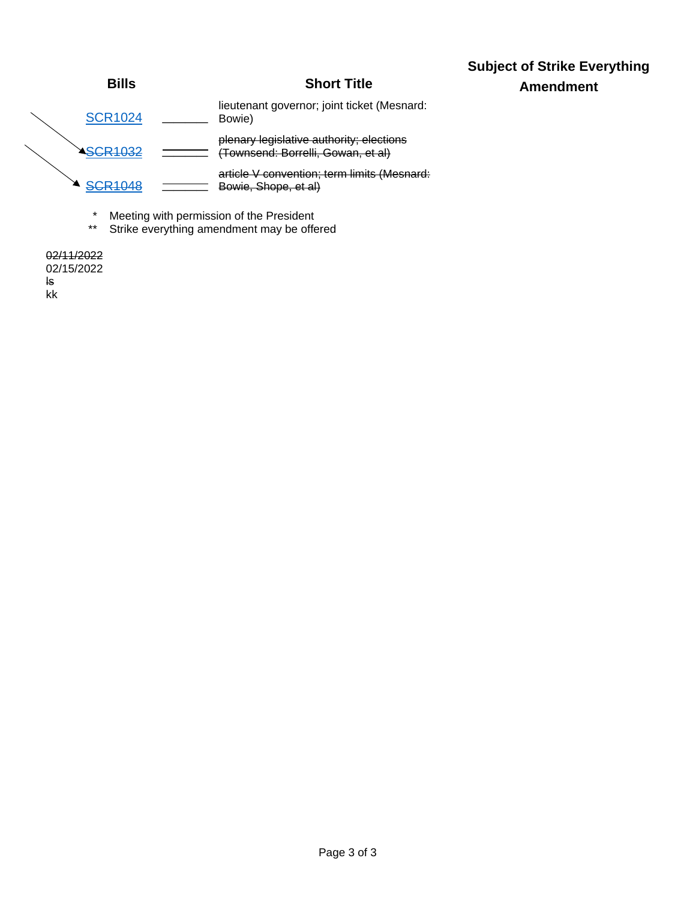| Bills | | Short Title | Subject of Strike Everything Amendment |
| --- | --- | --- | --- |
| SCR1024 | ________ | lieutenant governor; joint ticket (Mesnard: Bowie) | |
| ~~SCR1032~~ | ________ | ~~plenary legislative authority; elections (Townsend: Borrelli, Gowan, et al)~~ | |
| ~~SCR1048~~ | ________ | ~~article V convention; term limits (Mesnard: Bowie, Shope, et al)~~ | |

\* Meeting with permission of the President
\*\* Strike everything amendment may be offered

~~02/11/2022~~
02/15/2022
~~ls~~
kk